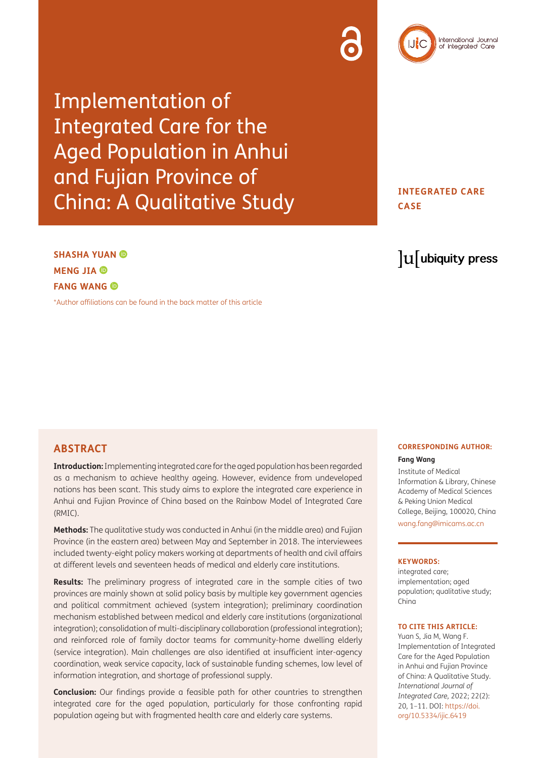# Implementation of Integrated Care for the Aged Population in Anhui and Fujian Province of China: A Qualitative Study

**INTEGRATED CARE CASE**

**SHASHA YUAN**
**MENG JIA**
**FANG WANG**

*Author affiliations can be found in the back matter of this article

## ABSTRACT

**Introduction:** Implementing integrated care for the aged population has been regarded as a mechanism to achieve healthy ageing. However, evidence from undeveloped nations has been scant. This study aims to explore the integrated care experience in Anhui and Fujian Province of China based on the Rainbow Model of Integrated Care (RMIC).

**Methods:** The qualitative study was conducted in Anhui (in the middle area) and Fujian Province (in the eastern area) between May and September in 2018. The interviewees included twenty-eight policy makers working at departments of health and civil affairs at different levels and seventeen heads of medical and elderly care institutions.

**Results:** The preliminary progress of integrated care in the sample cities of two provinces are mainly shown at solid policy basis by multiple key government agencies and political commitment achieved (system integration); preliminary coordination mechanism established between medical and elderly care institutions (organizational integration); consolidation of multi-disciplinary collaboration (professional integration); and reinforced role of family doctor teams for community-home dwelling elderly (service integration). Main challenges are also identified at insufficient inter-agency coordination, weak service capacity, lack of sustainable funding schemes, low level of information integration, and shortage of professional supply.

**Conclusion:** Our findings provide a feasible path for other countries to strengthen integrated care for the aged population, particularly for those confronting rapid population ageing but with fragmented health care and elderly care systems.

**CORRESPONDING AUTHOR:**

**Fang Wang**

Institute of Medical Information & Library, Chinese Academy of Medical Sciences & Peking Union Medical College, Beijing, 100020, China

wang.fang@imicams.ac.cn

**KEYWORDS:**

integrated care; implementation; aged population; qualitative study; China

**TO CITE THIS ARTICLE:**

Yuan S, Jia M, Wang F. Implementation of Integrated Care for the Aged Population in Anhui and Fujian Province of China: A Qualitative Study. *International Journal of Integrated Care,* 2022; 22(2): 20, 1–11. DOI: https://doi.org/10.5334/ijic.6419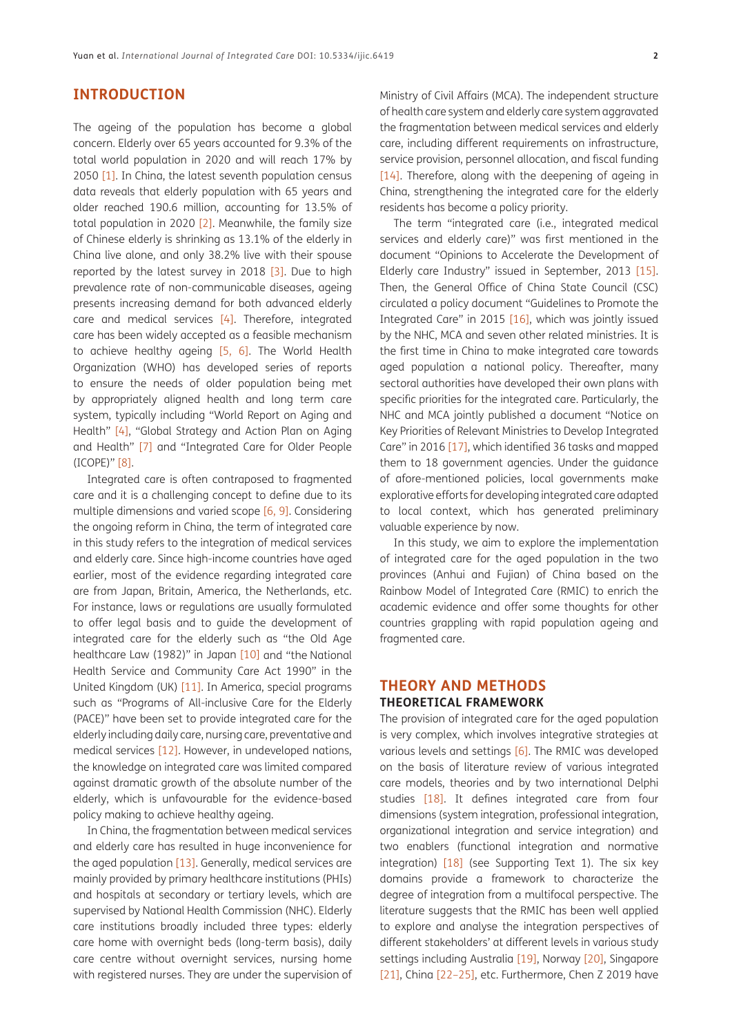## INTRODUCTION

The ageing of the population has become a global concern. Elderly over 65 years accounted for 9.3% of the total world population in 2020 and will reach 17% by 2050 [1]. In China, the latest seventh population census data reveals that elderly population with 65 years and older reached 190.6 million, accounting for 13.5% of total population in 2020 [2]. Meanwhile, the family size of Chinese elderly is shrinking as 13.1% of the elderly in China live alone, and only 38.2% live with their spouse reported by the latest survey in 2018 [3]. Due to high prevalence rate of non-communicable diseases, ageing presents increasing demand for both advanced elderly care and medical services [4]. Therefore, integrated care has been widely accepted as a feasible mechanism to achieve healthy ageing [5, 6]. The World Health Organization (WHO) has developed series of reports to ensure the needs of older population being met by appropriately aligned health and long term care system, typically including "World Report on Aging and Health" [4], "Global Strategy and Action Plan on Aging and Health" [7] and "Integrated Care for Older People (ICOPE)" [8].

Integrated care is often contraposed to fragmented care and it is a challenging concept to define due to its multiple dimensions and varied scope [6, 9]. Considering the ongoing reform in China, the term of integrated care in this study refers to the integration of medical services and elderly care. Since high-income countries have aged earlier, most of the evidence regarding integrated care are from Japan, Britain, America, the Netherlands, etc. For instance, laws or regulations are usually formulated to offer legal basis and to guide the development of integrated care for the elderly such as "the Old Age healthcare Law (1982)" in Japan [10] and "the National Health Service and Community Care Act 1990" in the United Kingdom (UK) [11]. In America, special programs such as "Programs of All-inclusive Care for the Elderly (PACE)" have been set to provide integrated care for the elderly including daily care, nursing care, preventative and medical services [12]. However, in undeveloped nations, the knowledge on integrated care was limited compared against dramatic growth of the absolute number of the elderly, which is unfavourable for the evidence-based policy making to achieve healthy ageing.

In China, the fragmentation between medical services and elderly care has resulted in huge inconvenience for the aged population [13]. Generally, medical services are mainly provided by primary healthcare institutions (PHIs) and hospitals at secondary or tertiary levels, which are supervised by National Health Commission (NHC). Elderly care institutions broadly included three types: elderly care home with overnight beds (long-term basis), daily care centre without overnight services, nursing home with registered nurses. They are under the supervision of Ministry of Civil Affairs (MCA). The independent structure of health care system and elderly care system aggravated the fragmentation between medical services and elderly care, including different requirements on infrastructure, service provision, personnel allocation, and fiscal funding [14]. Therefore, along with the deepening of ageing in China, strengthening the integrated care for the elderly residents has become a policy priority.

The term "integrated care (i.e., integrated medical services and elderly care)" was first mentioned in the document "Opinions to Accelerate the Development of Elderly care Industry" issued in September, 2013 [15]. Then, the General Office of China State Council (CSC) circulated a policy document "Guidelines to Promote the Integrated Care" in 2015 [16], which was jointly issued by the NHC, MCA and seven other related ministries. It is the first time in China to make integrated care towards aged population a national policy. Thereafter, many sectoral authorities have developed their own plans with specific priorities for the integrated care. Particularly, the NHC and MCA jointly published a document "Notice on Key Priorities of Relevant Ministries to Develop Integrated Care" in 2016 [17], which identified 36 tasks and mapped them to 18 government agencies. Under the guidance of afore-mentioned policies, local governments make explorative efforts for developing integrated care adapted to local context, which has generated preliminary valuable experience by now.

In this study, we aim to explore the implementation of integrated care for the aged population in the two provinces (Anhui and Fujian) of China based on the Rainbow Model of Integrated Care (RMIC) to enrich the academic evidence and offer some thoughts for other countries grappling with rapid population ageing and fragmented care.

## THEORY AND METHODS

### THEORETICAL FRAMEWORK

The provision of integrated care for the aged population is very complex, which involves integrative strategies at various levels and settings [6]. The RMIC was developed on the basis of literature review of various integrated care models, theories and by two international Delphi studies [18]. It defines integrated care from four dimensions (system integration, professional integration, organizational integration and service integration) and two enablers (functional integration and normative integration) [18] (see Supporting Text 1). The six key domains provide a framework to characterize the degree of integration from a multifocal perspective. The literature suggests that the RMIC has been well applied to explore and analyse the integration perspectives of different stakeholders' at different levels in various study settings including Australia [19], Norway [20], Singapore [21], China [22–25], etc. Furthermore, Chen Z 2019 have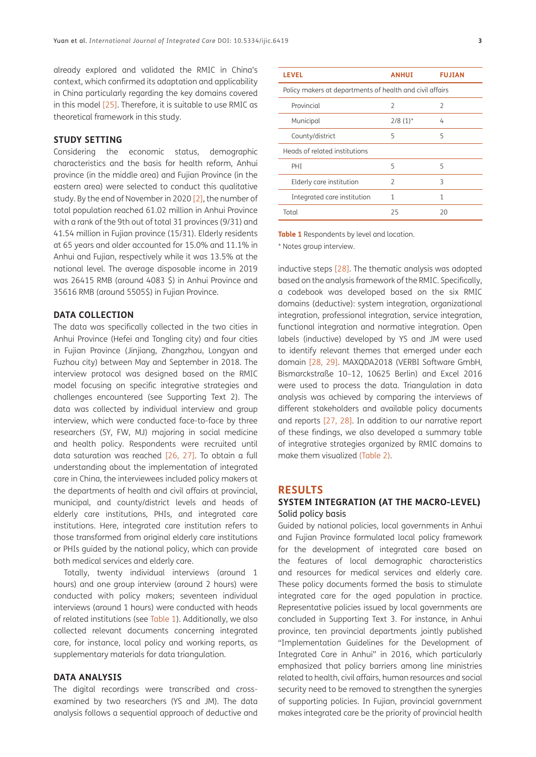already explored and validated the RMIC in China's context, which confirmed its adaptation and applicability in China particularly regarding the key domains covered in this model [25]. Therefore, it is suitable to use RMIC as theoretical framework in this study.

### STUDY SETTING

Considering the economic status, demographic characteristics and the basis for health reform, Anhui province (in the middle area) and Fujian Province (in the eastern area) were selected to conduct this qualitative study. By the end of November in 2020 [2], the number of total population reached 61.02 million in Anhui Province with a rank of the 9th out of total 31 provinces (9/31) and 41.54 million in Fujian province (15/31). Elderly residents at 65 years and older accounted for 15.0% and 11.1% in Anhui and Fujian, respectively while it was 13.5% at the national level. The average disposable income in 2019 was 26415 RMB (around 4083 $) in Anhui Province and 35616 RMB (around 5505$) in Fujian Province.

### DATA COLLECTION

The data was specifically collected in the two cities in Anhui Province (Hefei and Tongling city) and four cities in Fujian Province (Jinjiang, Zhangzhou, Longyan and Fuzhou city) between May and September in 2018. The interview protocol was designed based on the RMIC model focusing on specific integrative strategies and challenges encountered (see Supporting Text 2). The data was collected by individual interview and group interview, which were conducted face-to-face by three researchers (SY, FW, MJ) majoring in social medicine and health policy. Respondents were recruited until data saturation was reached [26, 27]. To obtain a full understanding about the implementation of integrated care in China, the interviewees included policy makers at the departments of health and civil affairs at provincial, municipal, and county/district levels and heads of elderly care institutions, PHIs, and integrated care institutions. Here, integrated care institution refers to those transformed from original elderly care institutions or PHIs guided by the national policy, which can provide both medical services and elderly care.

Totally, twenty individual interviews (around 1 hours) and one group interview (around 2 hours) were conducted with policy makers; seventeen individual interviews (around 1 hours) were conducted with heads of related institutions (see Table 1). Additionally, we also collected relevant documents concerning integrated care, for instance, local policy and working reports, as supplementary materials for data triangulation.

### DATA ANALYSIS

The digital recordings were transcribed and cross-examined by two researchers (YS and JM). The data analysis follows a sequential approach of deductive and inductive steps [28]. The thematic analysis was adopted based on the analysis framework of the RMIC. Specifically, a codebook was developed based on the six RMIC domains (deductive): system integration, organizational integration, professional integration, service integration, functional integration and normative integration. Open labels (inductive) developed by YS and JM were used to identify relevant themes that emerged under each domain [28, 29]. MAXQDA2018 (VERBI Software GmbH, Bismarckstraße 10–12, 10625 Berlin) and Excel 2016 were used to process the data. Triangulation in data analysis was achieved by comparing the interviews of different stakeholders and available policy documents and reports [27, 28]. In addition to our narrative report of these findings, we also developed a summary table of integrative strategies organized by RMIC domains to make them visualized (Table 2).

| LEVEL | ANHUI | FUJIAN |
|---|---|---|
| Policy makers at departments of health and civil affairs | | |
| Provincial | 2 | 2 |
| Municipal | 2/8 (1)* | 4 |
| County/district | 5 | 5 |
| Heads of related institutions | | |
| PHI | 5 | 5 |
| Elderly care institution | 2 | 3 |
| Integrated care institution | 1 | 1 |
| Total | 25 | 20 |

**Table 1** Respondents by level and location.

* Notes group interview.

## RESULTS

### SYSTEM INTEGRATION (AT THE MACRO-LEVEL)

#### Solid policy basis

Guided by national policies, local governments in Anhui and Fujian Province formulated local policy framework for the development of integrated care based on the features of local demographic characteristics and resources for medical services and elderly care. These policy documents formed the basis to stimulate integrated care for the aged population in practice. Representative policies issued by local governments are concluded in Supporting Text 3. For instance, in Anhui province, ten provincial departments jointly published "Implementation Guidelines for the Development of Integrated Care in Anhui" in 2016, which particularly emphasized that policy barriers among line ministries related to health, civil affairs, human resources and social security need to be removed to strengthen the synergies of supporting policies. In Fujian, provincial government makes integrated care be the priority of provincial health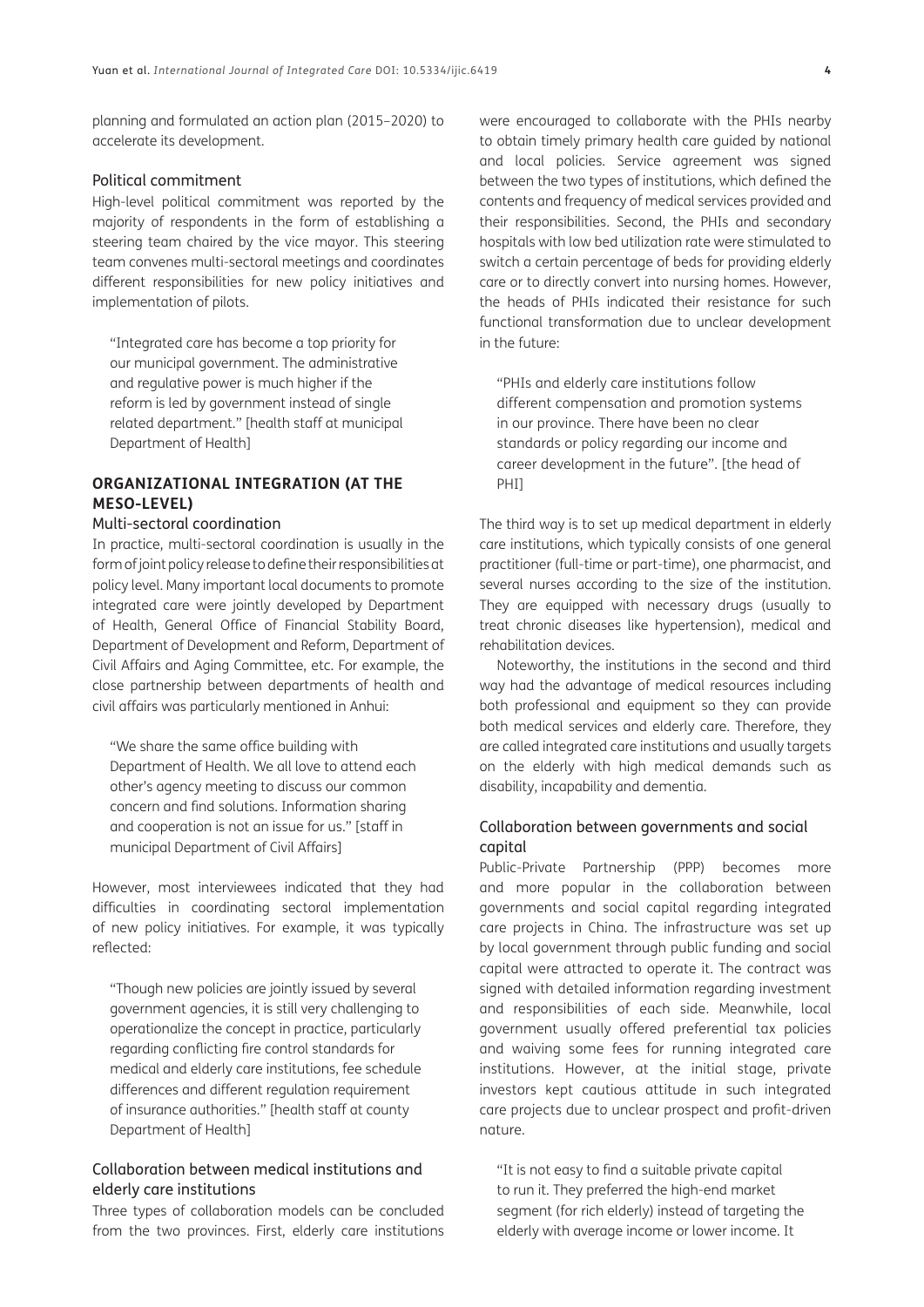planning and formulated an action plan (2015–2020) to accelerate its development.

### Political commitment

High-level political commitment was reported by the majority of respondents in the form of establishing a steering team chaired by the vice mayor. This steering team convenes multi-sectoral meetings and coordinates different responsibilities for new policy initiatives and implementation of pilots.

> "Integrated care has become a top priority for our municipal government. The administrative and regulative power is much higher if the reform is led by government instead of single related department." [health staff at municipal Department of Health]

## ORGANIZATIONAL INTEGRATION (AT THE MESO-LEVEL)

### Multi-sectoral coordination

In practice, multi-sectoral coordination is usually in the form of joint policy release to define their responsibilities at policy level. Many important local documents to promote integrated care were jointly developed by Department of Health, General Office of Financial Stability Board, Department of Development and Reform, Department of Civil Affairs and Aging Committee, etc. For example, the close partnership between departments of health and civil affairs was particularly mentioned in Anhui:

> "We share the same office building with Department of Health. We all love to attend each other's agency meeting to discuss our common concern and find solutions. Information sharing and cooperation is not an issue for us." [staff in municipal Department of Civil Affairs]

However, most interviewees indicated that they had difficulties in coordinating sectoral implementation of new policy initiatives. For example, it was typically reflected:

> "Though new policies are jointly issued by several government agencies, it is still very challenging to operationalize the concept in practice, particularly regarding conflicting fire control standards for medical and elderly care institutions, fee schedule differences and different regulation requirement of insurance authorities." [health staff at county Department of Health]

### Collaboration between medical institutions and elderly care institutions

Three types of collaboration models can be concluded from the two provinces. First, elderly care institutions were encouraged to collaborate with the PHIs nearby to obtain timely primary health care guided by national and local policies. Service agreement was signed between the two types of institutions, which defined the contents and frequency of medical services provided and their responsibilities. Second, the PHIs and secondary hospitals with low bed utilization rate were stimulated to switch a certain percentage of beds for providing elderly care or to directly convert into nursing homes. However, the heads of PHIs indicated their resistance for such functional transformation due to unclear development in the future:

> "PHIs and elderly care institutions follow different compensation and promotion systems in our province. There have been no clear standards or policy regarding our income and career development in the future". [the head of PHI]

The third way is to set up medical department in elderly care institutions, which typically consists of one general practitioner (full-time or part-time), one pharmacist, and several nurses according to the size of the institution. They are equipped with necessary drugs (usually to treat chronic diseases like hypertension), medical and rehabilitation devices.

Noteworthy, the institutions in the second and third way had the advantage of medical resources including both professional and equipment so they can provide both medical services and elderly care. Therefore, they are called integrated care institutions and usually targets on the elderly with high medical demands such as disability, incapability and dementia.

### Collaboration between governments and social capital

Public-Private Partnership (PPP) becomes more and more popular in the collaboration between governments and social capital regarding integrated care projects in China. The infrastructure was set up by local government through public funding and social capital were attracted to operate it. The contract was signed with detailed information regarding investment and responsibilities of each side. Meanwhile, local government usually offered preferential tax policies and waiving some fees for running integrated care institutions. However, at the initial stage, private investors kept cautious attitude in such integrated care projects due to unclear prospect and profit-driven nature.

> "It is not easy to find a suitable private capital to run it. They preferred the high-end market segment (for rich elderly) instead of targeting the elderly with average income or lower income. It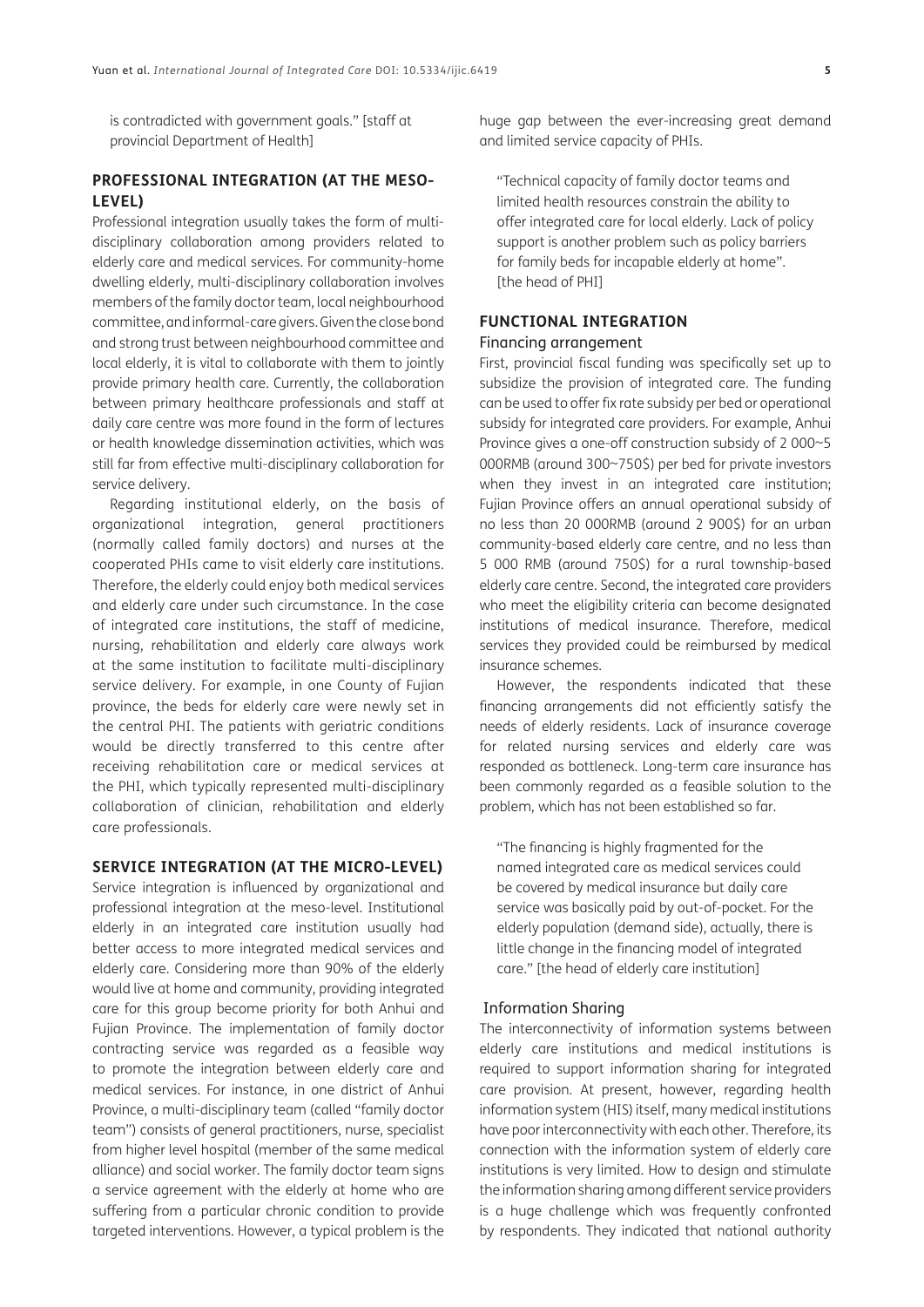is contradicted with government goals." [staff at provincial Department of Health]

## PROFESSIONAL INTEGRATION (AT THE MESO-LEVEL)

Professional integration usually takes the form of multi-disciplinary collaboration among providers related to elderly care and medical services. For community-home dwelling elderly, multi-disciplinary collaboration involves members of the family doctor team, local neighbourhood committee, and informal-care givers. Given the close bond and strong trust between neighbourhood committee and local elderly, it is vital to collaborate with them to jointly provide primary health care. Currently, the collaboration between primary healthcare professionals and staff at daily care centre was more found in the form of lectures or health knowledge dissemination activities, which was still far from effective multi-disciplinary collaboration for service delivery.

Regarding institutional elderly, on the basis of organizational integration, general practitioners (normally called family doctors) and nurses at the cooperated PHIs came to visit elderly care institutions. Therefore, the elderly could enjoy both medical services and elderly care under such circumstance. In the case of integrated care institutions, the staff of medicine, nursing, rehabilitation and elderly care always work at the same institution to facilitate multi-disciplinary service delivery. For example, in one County of Fujian province, the beds for elderly care were newly set in the central PHI. The patients with geriatric conditions would be directly transferred to this centre after receiving rehabilitation care or medical services at the PHI, which typically represented multi-disciplinary collaboration of clinician, rehabilitation and elderly care professionals.

## SERVICE INTEGRATION (AT THE MICRO-LEVEL)

Service integration is influenced by organizational and professional integration at the meso-level. Institutional elderly in an integrated care institution usually had better access to more integrated medical services and elderly care. Considering more than 90% of the elderly would live at home and community, providing integrated care for this group become priority for both Anhui and Fujian Province. The implementation of family doctor contracting service was regarded as a feasible way to promote the integration between elderly care and medical services. For instance, in one district of Anhui Province, a multi-disciplinary team (called "family doctor team") consists of general practitioners, nurse, specialist from higher level hospital (member of the same medical alliance) and social worker. The family doctor team signs a service agreement with the elderly at home who are suffering from a particular chronic condition to provide targeted interventions. However, a typical problem is the huge gap between the ever-increasing great demand and limited service capacity of PHIs.

> "Technical capacity of family doctor teams and limited health resources constrain the ability to offer integrated care for local elderly. Lack of policy support is another problem such as policy barriers for family beds for incapable elderly at home". [the head of PHI]

## FUNCTIONAL INTEGRATION

### Financing arrangement

First, provincial fiscal funding was specifically set up to subsidize the provision of integrated care. The funding can be used to offer fix rate subsidy per bed or operational subsidy for integrated care providers. For example, Anhui Province gives a one-off construction subsidy of 2 000~5 000RMB (around 300~750$) per bed for private investors when they invest in an integrated care institution; Fujian Province offers an annual operational subsidy of no less than 20 000RMB (around 2 900$) for an urban community-based elderly care centre, and no less than 5 000 RMB (around 750$) for a rural township-based elderly care centre. Second, the integrated care providers who meet the eligibility criteria can become designated institutions of medical insurance. Therefore, medical services they provided could be reimbursed by medical insurance schemes.

However, the respondents indicated that these financing arrangements did not efficiently satisfy the needs of elderly residents. Lack of insurance coverage for related nursing services and elderly care was responded as bottleneck. Long-term care insurance has been commonly regarded as a feasible solution to the problem, which has not been established so far.

> "The financing is highly fragmented for the named integrated care as medical services could be covered by medical insurance but daily care service was basically paid by out-of-pocket. For the elderly population (demand side), actually, there is little change in the financing model of integrated care." [the head of elderly care institution]

### Information Sharing

The interconnectivity of information systems between elderly care institutions and medical institutions is required to support information sharing for integrated care provision. At present, however, regarding health information system (HIS) itself, many medical institutions have poor interconnectivity with each other. Therefore, its connection with the information system of elderly care institutions is very limited. How to design and stimulate the information sharing among different service providers is a huge challenge which was frequently confronted by respondents. They indicated that national authority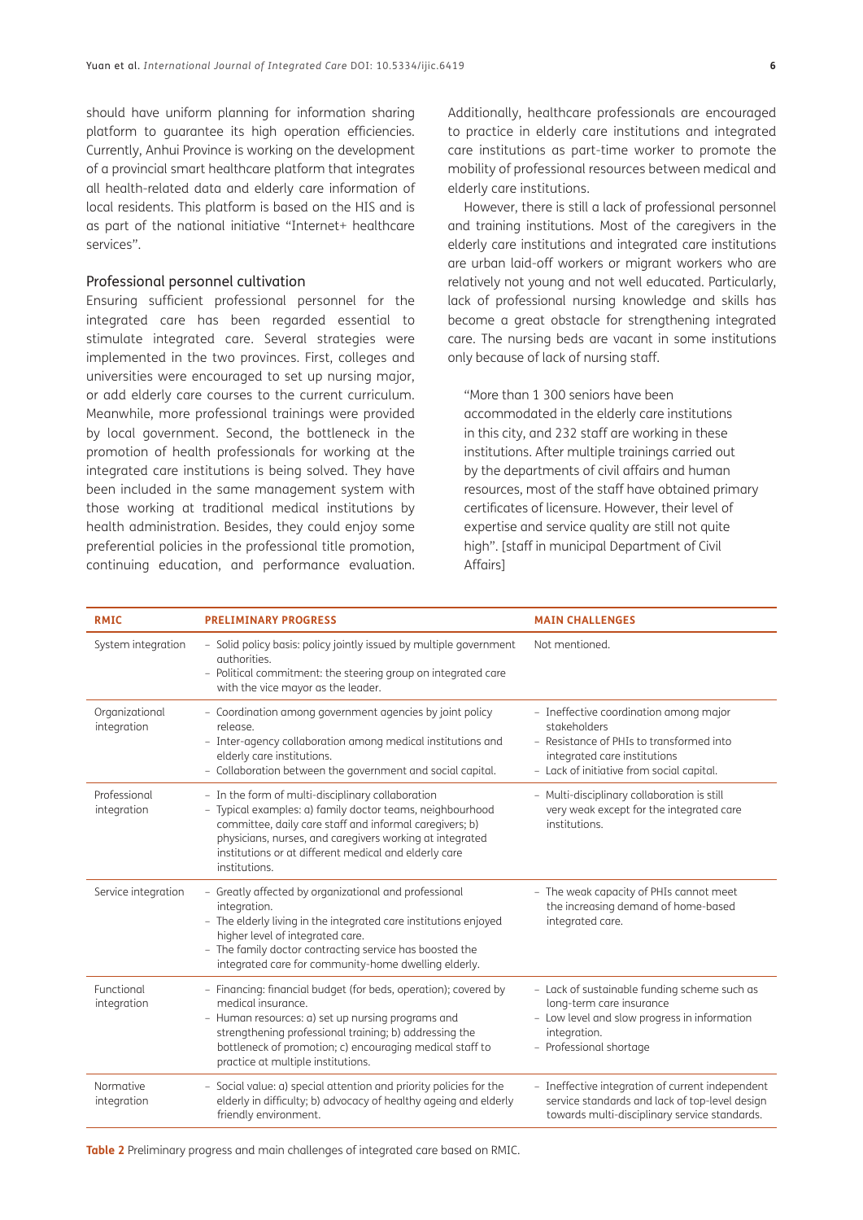should have uniform planning for information sharing platform to guarantee its high operation efficiencies. Currently, Anhui Province is working on the development of a provincial smart healthcare platform that integrates all health-related data and elderly care information of local residents. This platform is based on the HIS and is as part of the national initiative "Internet+ healthcare services".

### Professional personnel cultivation

Ensuring sufficient professional personnel for the integrated care has been regarded essential to stimulate integrated care. Several strategies were implemented in the two provinces. First, colleges and universities were encouraged to set up nursing major, or add elderly care courses to the current curriculum. Meanwhile, more professional trainings were provided by local government. Second, the bottleneck in the promotion of health professionals for working at the integrated care institutions is being solved. They have been included in the same management system with those working at traditional medical institutions by health administration. Besides, they could enjoy some preferential policies in the professional title promotion, continuing education, and performance evaluation. Additionally, healthcare professionals are encouraged to practice in elderly care institutions and integrated care institutions as part-time worker to promote the mobility of professional resources between medical and elderly care institutions.

However, there is still a lack of professional personnel and training institutions. Most of the caregivers in the elderly care institutions and integrated care institutions are urban laid-off workers or migrant workers who are relatively not young and not well educated. Particularly, lack of professional nursing knowledge and skills has become a great obstacle for strengthening integrated care. The nursing beds are vacant in some institutions only because of lack of nursing staff.

> "More than 1 300 seniors have been accommodated in the elderly care institutions in this city, and 232 staff are working in these institutions. After multiple trainings carried out by the departments of civil affairs and human resources, most of the staff have obtained primary certificates of licensure. However, their level of expertise and service quality are still not quite high". [staff in municipal Department of Civil Affairs]

| RMIC | PRELIMINARY PROGRESS | MAIN CHALLENGES |
|---|---|---|
| System integration | – Solid policy basis: policy jointly issued by multiple government authorities.<br>– Political commitment: the steering group on integrated care with the vice mayor as the leader. | Not mentioned. |
| Organizational integration | – Coordination among government agencies by joint policy release.<br>– Inter-agency collaboration among medical institutions and elderly care institutions.<br>– Collaboration between the government and social capital. | – Ineffective coordination among major stakeholders<br>– Resistance of PHIs to transformed into integrated care institutions<br>– Lack of initiative from social capital. |
| Professional integration | – In the form of multi-disciplinary collaboration<br>– Typical examples: a) family doctor teams, neighbourhood committee, daily care staff and informal caregivers; b) physicians, nurses, and caregivers working at integrated institutions or at different medical and elderly care institutions. | – Multi-disciplinary collaboration is still very weak except for the integrated care institutions. |
| Service integration | – Greatly affected by organizational and professional integration.<br>– The elderly living in the integrated care institutions enjoyed higher level of integrated care.<br>– The family doctor contracting service has boosted the integrated care for community-home dwelling elderly. | – The weak capacity of PHIs cannot meet the increasing demand of home-based integrated care. |
| Functional integration | – Financing: financial budget (for beds, operation); covered by medical insurance.<br>– Human resources: a) set up nursing programs and strengthening professional training; b) addressing the bottleneck of promotion; c) encouraging medical staff to practice at multiple institutions. | – Lack of sustainable funding scheme such as long-term care insurance<br>– Low level and slow progress in information integration.<br>– Professional shortage |
| Normative integration | – Social value: a) special attention and priority policies for the elderly in difficulty; b) advocacy of healthy ageing and elderly friendly environment. | – Ineffective integration of current independent service standards and lack of top-level design towards multi-disciplinary service standards. |

**Table 2** Preliminary progress and main challenges of integrated care based on RMIC.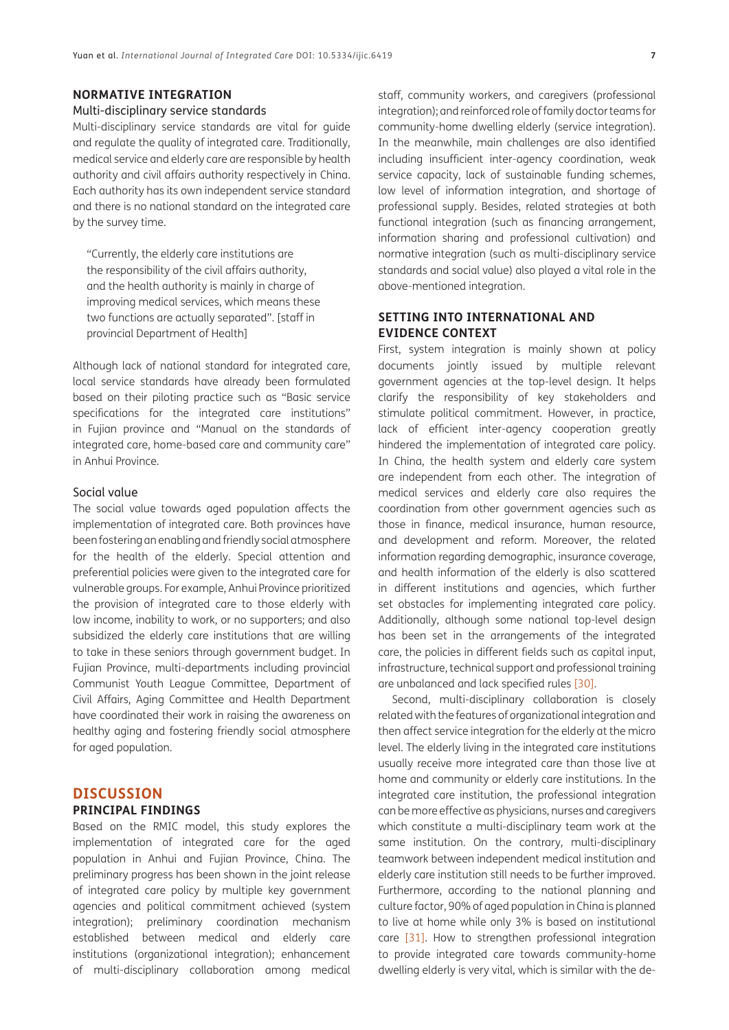### NORMATIVE INTEGRATION

#### Multi-disciplinary service standards

Multi-disciplinary service standards are vital for guide and regulate the quality of integrated care. Traditionally, medical service and elderly care are responsible by health authority and civil affairs authority respectively in China. Each authority has its own independent service standard and there is no national standard on the integrated care by the survey time.

> "Currently, the elderly care institutions are the responsibility of the civil affairs authority, and the health authority is mainly in charge of improving medical services, which means these two functions are actually separated". [staff in provincial Department of Health]

Although lack of national standard for integrated care, local service standards have already been formulated based on their piloting practice such as "Basic service specifications for the integrated care institutions" in Fujian province and "Manual on the standards of integrated care, home-based care and community care" in Anhui Province.

#### Social value

The social value towards aged population affects the implementation of integrated care. Both provinces have been fostering an enabling and friendly social atmosphere for the health of the elderly. Special attention and preferential policies were given to the integrated care for vulnerable groups. For example, Anhui Province prioritized the provision of integrated care to those elderly with low income, inability to work, or no supporters; and also subsidized the elderly care institutions that are willing to take in these seniors through government budget. In Fujian Province, multi-departments including provincial Communist Youth League Committee, Department of Civil Affairs, Aging Committee and Health Department have coordinated their work in raising the awareness on healthy aging and fostering friendly social atmosphere for aged population.

## DISCUSSION

### PRINCIPAL FINDINGS

Based on the RMIC model, this study explores the implementation of integrated care for the aged population in Anhui and Fujian Province, China. The preliminary progress has been shown in the joint release of integrated care policy by multiple key government agencies and political commitment achieved (system integration); preliminary coordination mechanism established between medical and elderly care institutions (organizational integration); enhancement of multi-disciplinary collaboration among medical staff, community workers, and caregivers (professional integration); and reinforced role of family doctor teams for community-home dwelling elderly (service integration). In the meanwhile, main challenges are also identified including insufficient inter-agency coordination, weak service capacity, lack of sustainable funding schemes, low level of information integration, and shortage of professional supply. Besides, related strategies at both functional integration (such as financing arrangement, information sharing and professional cultivation) and normative integration (such as multi-disciplinary service standards and social value) also played a vital role in the above-mentioned integration.

### SETTING INTO INTERNATIONAL AND EVIDENCE CONTEXT

First, system integration is mainly shown at policy documents jointly issued by multiple relevant government agencies at the top-level design. It helps clarify the responsibility of key stakeholders and stimulate political commitment. However, in practice, lack of efficient inter-agency cooperation greatly hindered the implementation of integrated care policy. In China, the health system and elderly care system are independent from each other. The integration of medical services and elderly care also requires the coordination from other government agencies such as those in finance, medical insurance, human resource, and development and reform. Moreover, the related information regarding demographic, insurance coverage, and health information of the elderly is also scattered in different institutions and agencies, which further set obstacles for implementing integrated care policy. Additionally, although some national top-level design has been set in the arrangements of the integrated care, the policies in different fields such as capital input, infrastructure, technical support and professional training are unbalanced and lack specified rules [30].

Second, multi-disciplinary collaboration is closely related with the features of organizational integration and then affect service integration for the elderly at the micro level. The elderly living in the integrated care institutions usually receive more integrated care than those live at home and community or elderly care institutions. In the integrated care institution, the professional integration can be more effective as physicians, nurses and caregivers which constitute a multi-disciplinary team work at the same institution. On the contrary, multi-disciplinary teamwork between independent medical institution and elderly care institution still needs to be further improved. Furthermore, according to the national planning and culture factor, 90% of aged population in China is planned to live at home while only 3% is based on institutional care [31]. How to strengthen professional integration to provide integrated care towards community-home dwelling elderly is very vital, which is similar with the de-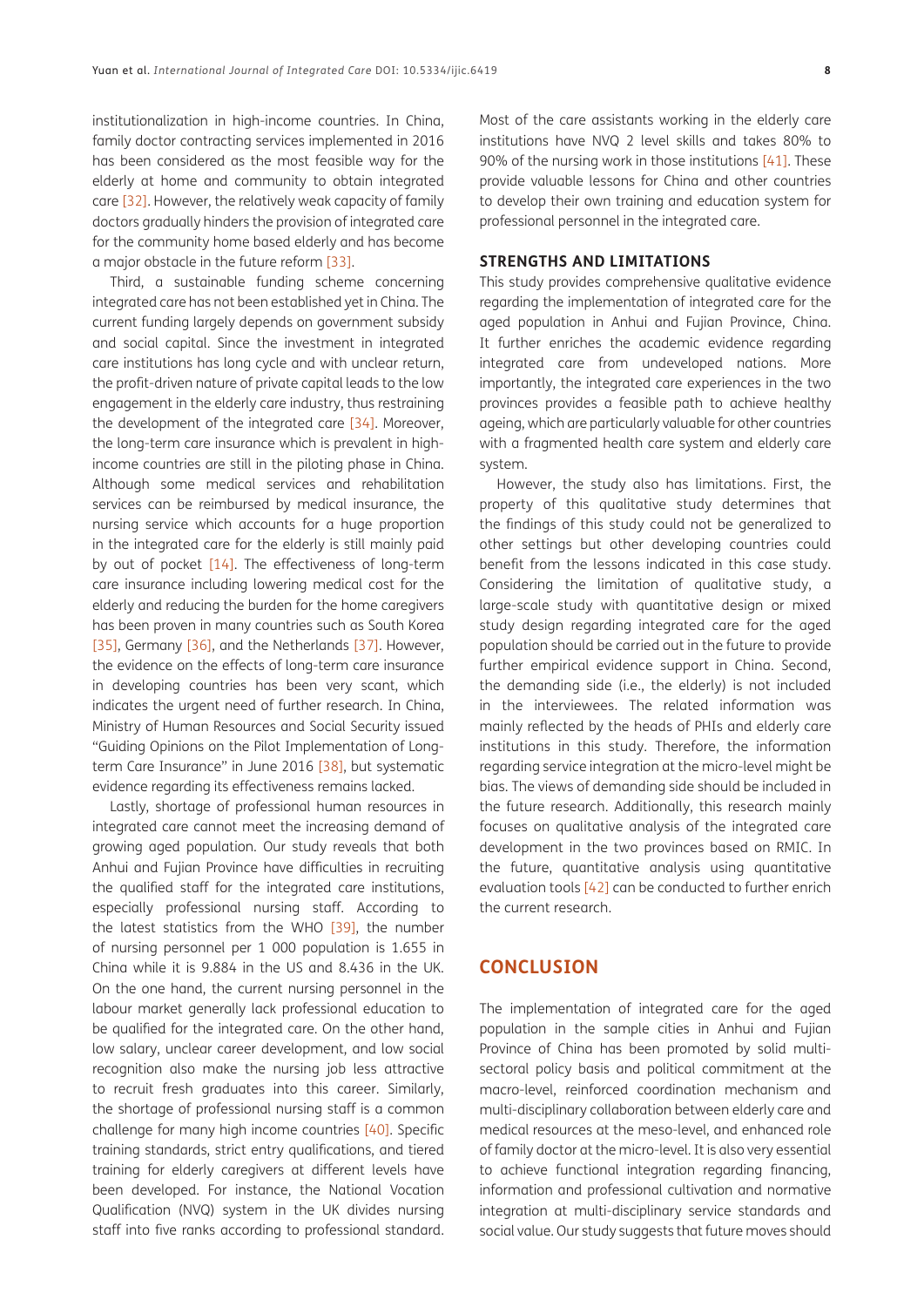institutionalization in high-income countries. In China, family doctor contracting services implemented in 2016 has been considered as the most feasible way for the elderly at home and community to obtain integrated care [32]. However, the relatively weak capacity of family doctors gradually hinders the provision of integrated care for the community home based elderly and has become a major obstacle in the future reform [33].

Third, a sustainable funding scheme concerning integrated care has not been established yet in China. The current funding largely depends on government subsidy and social capital. Since the investment in integrated care institutions has long cycle and with unclear return, the profit-driven nature of private capital leads to the low engagement in the elderly care industry, thus restraining the development of the integrated care [34]. Moreover, the long-term care insurance which is prevalent in high-income countries are still in the piloting phase in China. Although some medical services and rehabilitation services can be reimbursed by medical insurance, the nursing service which accounts for a huge proportion in the integrated care for the elderly is still mainly paid by out of pocket [14]. The effectiveness of long-term care insurance including lowering medical cost for the elderly and reducing the burden for the home caregivers has been proven in many countries such as South Korea [35], Germany [36], and the Netherlands [37]. However, the evidence on the effects of long-term care insurance in developing countries has been very scant, which indicates the urgent need of further research. In China, Ministry of Human Resources and Social Security issued "Guiding Opinions on the Pilot Implementation of Long-term Care Insurance" in June 2016 [38], but systematic evidence regarding its effectiveness remains lacked.

Lastly, shortage of professional human resources in integrated care cannot meet the increasing demand of growing aged population. Our study reveals that both Anhui and Fujian Province have difficulties in recruiting the qualified staff for the integrated care institutions, especially professional nursing staff. According to the latest statistics from the WHO [39], the number of nursing personnel per 1 000 population is 1.655 in China while it is 9.884 in the US and 8.436 in the UK. On the one hand, the current nursing personnel in the labour market generally lack professional education to be qualified for the integrated care. On the other hand, low salary, unclear career development, and low social recognition also make the nursing job less attractive to recruit fresh graduates into this career. Similarly, the shortage of professional nursing staff is a common challenge for many high income countries [40]. Specific training standards, strict entry qualifications, and tiered training for elderly caregivers at different levels have been developed. For instance, the National Vocation Qualification (NVQ) system in the UK divides nursing staff into five ranks according to professional standard. Most of the care assistants working in the elderly care institutions have NVQ 2 level skills and takes 80% to 90% of the nursing work in those institutions [41]. These provide valuable lessons for China and other countries to develop their own training and education system for professional personnel in the integrated care.

### STRENGTHS AND LIMITATIONS

This study provides comprehensive qualitative evidence regarding the implementation of integrated care for the aged population in Anhui and Fujian Province, China. It further enriches the academic evidence regarding integrated care from undeveloped nations. More importantly, the integrated care experiences in the two provinces provides a feasible path to achieve healthy ageing, which are particularly valuable for other countries with a fragmented health care system and elderly care system.

However, the study also has limitations. First, the property of this qualitative study determines that the findings of this study could not be generalized to other settings but other developing countries could benefit from the lessons indicated in this case study. Considering the limitation of qualitative study, a large-scale study with quantitative design or mixed study design regarding integrated care for the aged population should be carried out in the future to provide further empirical evidence support in China. Second, the demanding side (i.e., the elderly) is not included in the interviewees. The related information was mainly reflected by the heads of PHIs and elderly care institutions in this study. Therefore, the information regarding service integration at the micro-level might be bias. The views of demanding side should be included in the future research. Additionally, this research mainly focuses on qualitative analysis of the integrated care development in the two provinces based on RMIC. In the future, quantitative analysis using quantitative evaluation tools [42] can be conducted to further enrich the current research.

## CONCLUSION

The implementation of integrated care for the aged population in the sample cities in Anhui and Fujian Province of China has been promoted by solid multi-sectoral policy basis and political commitment at the macro-level, reinforced coordination mechanism and multi-disciplinary collaboration between elderly care and medical resources at the meso-level, and enhanced role of family doctor at the micro-level. It is also very essential to achieve functional integration regarding financing, information and professional cultivation and normative integration at multi-disciplinary service standards and social value. Our study suggests that future moves should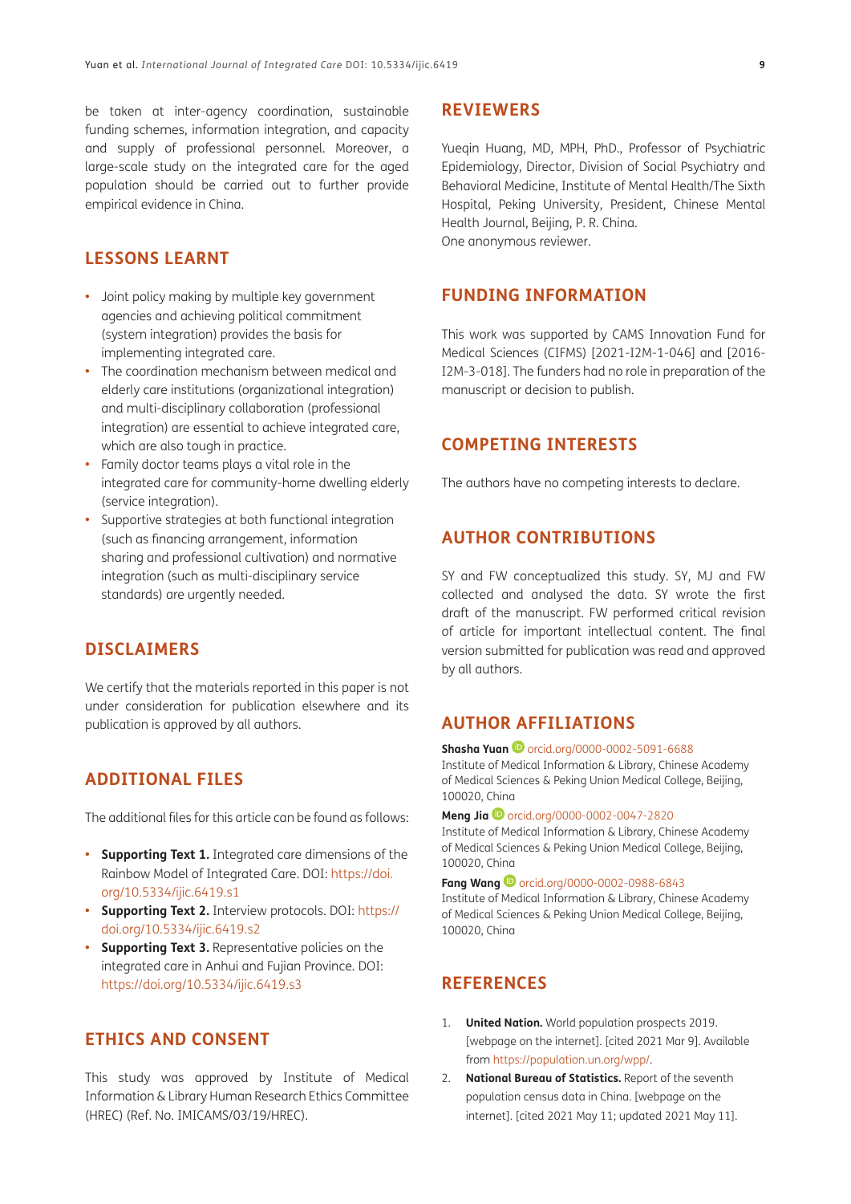be taken at inter-agency coordination, sustainable funding schemes, information integration, and capacity and supply of professional personnel. Moreover, a large-scale study on the integrated care for the aged population should be carried out to further provide empirical evidence in China.

## LESSONS LEARNT

- Joint policy making by multiple key government agencies and achieving political commitment (system integration) provides the basis for implementing integrated care.
- The coordination mechanism between medical and elderly care institutions (organizational integration) and multi-disciplinary collaboration (professional integration) are essential to achieve integrated care, which are also tough in practice.
- Family doctor teams plays a vital role in the integrated care for community-home dwelling elderly (service integration).
- Supportive strategies at both functional integration (such as financing arrangement, information sharing and professional cultivation) and normative integration (such as multi-disciplinary service standards) are urgently needed.

## DISCLAIMERS

We certify that the materials reported in this paper is not under consideration for publication elsewhere and its publication is approved by all authors.

## ADDITIONAL FILES

The additional files for this article can be found as follows:

- **Supporting Text 1.** Integrated care dimensions of the Rainbow Model of Integrated Care. DOI: https://doi.org/10.5334/ijic.6419.s1
- **Supporting Text 2.** Interview protocols. DOI: https://doi.org/10.5334/ijic.6419.s2
- **Supporting Text 3.** Representative policies on the integrated care in Anhui and Fujian Province. DOI: https://doi.org/10.5334/ijic.6419.s3

## ETHICS AND CONSENT

This study was approved by Institute of Medical Information & Library Human Research Ethics Committee (HREC) (Ref. No. IMICAMS/03/19/HREC).

## REVIEWERS

Yueqin Huang, MD, MPH, PhD., Professor of Psychiatric Epidemiology, Director, Division of Social Psychiatry and Behavioral Medicine, Institute of Mental Health/The Sixth Hospital, Peking University, President, Chinese Mental Health Journal, Beijing, P. R. China.
One anonymous reviewer.

## FUNDING INFORMATION

This work was supported by CAMS Innovation Fund for Medical Sciences (CIFMS) [2021-I2M-1-046] and [2016-I2M-3-018]. The funders had no role in preparation of the manuscript or decision to publish.

## COMPETING INTERESTS

The authors have no competing interests to declare.

## AUTHOR CONTRIBUTIONS

SY and FW conceptualized this study. SY, MJ and FW collected and analysed the data. SY wrote the first draft of the manuscript. FW performed critical revision of article for important intellectual content. The final version submitted for publication was read and approved by all authors.

## AUTHOR AFFILIATIONS

**Shasha Yuan** orcid.org/0000-0002-5091-6688
Institute of Medical Information & Library, Chinese Academy of Medical Sciences & Peking Union Medical College, Beijing, 100020, China

**Meng Jia** orcid.org/0000-0002-0047-2820
Institute of Medical Information & Library, Chinese Academy of Medical Sciences & Peking Union Medical College, Beijing, 100020, China

**Fang Wang** orcid.org/0000-0002-0988-6843
Institute of Medical Information & Library, Chinese Academy of Medical Sciences & Peking Union Medical College, Beijing, 100020, China

## REFERENCES

1. **United Nation.** World population prospects 2019. [webpage on the internet]. [cited 2021 Mar 9]. Available from https://population.un.org/wpp/.
2. **National Bureau of Statistics.** Report of the seventh population census data in China. [webpage on the internet]. [cited 2021 May 11; updated 2021 May 11].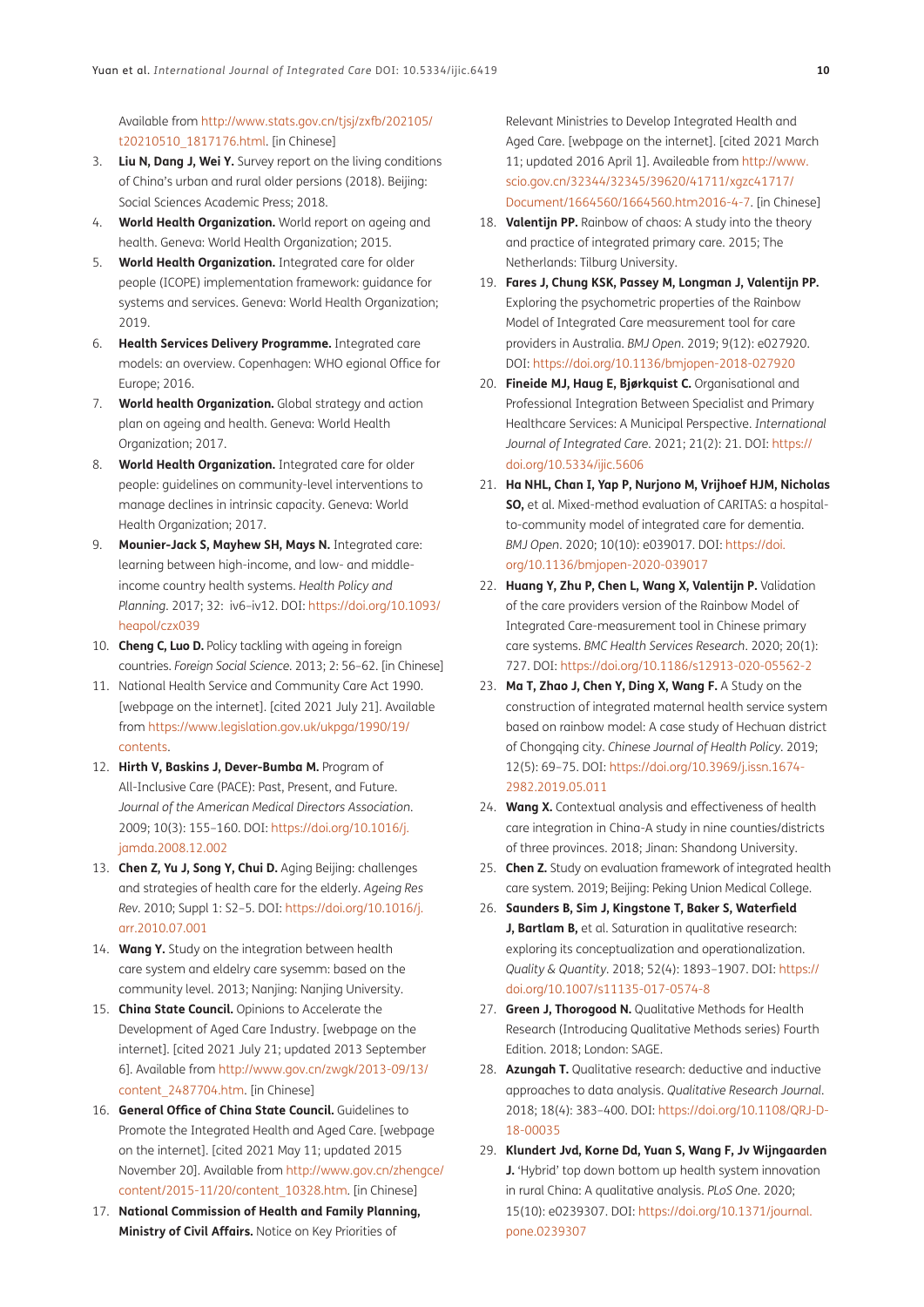Available from http://www.stats.gov.cn/tjsj/zxfb/202105/t20210510_1817176.html. [in Chinese]

3. **Liu N, Dang J, Wei Y.** Survey report on the living conditions of China's urban and rural older persons (2018). Beijing: Social Sciences Academic Press; 2018.
4. **World Health Organization.** World report on ageing and health. Geneva: World Health Organization; 2015.
5. **World Health Organization.** Integrated care for older people (ICOPE) implementation framework: guidance for systems and services. Geneva: World Health Organization; 2019.
6. **Health Services Delivery Programme.** Integrated care models: an overview. Copenhagen: WHO egional Office for Europe; 2016.
7. **World health Organization.** Global strategy and action plan on ageing and health. Geneva: World Health Organization; 2017.
8. **World Health Organization.** Integrated care for older people: guidelines on community-level interventions to manage declines in intrinsic capacity. Geneva: World Health Organization; 2017.
9. **Mounier-Jack S, Mayhew SH, Mays N.** Integrated care: learning between high-income, and low- and middle-income country health systems. *Health Policy and Planning*. 2017; 32: iv6–iv12. DOI: https://doi.org/10.1093/heapol/czx039
10. **Cheng C, Luo D.** Policy tackling with ageing in foreign countries. *Foreign Social Science*. 2013; 2: 56–62. [in Chinese]
11. National Health Service and Community Care Act 1990. [webpage on the internet]. [cited 2021 July 21]. Available from https://www.legislation.gov.uk/ukpga/1990/19/contents.
12. **Hirth V, Baskins J, Dever-Bumba M.** Program of All-Inclusive Care (PACE): Past, Present, and Future. *Journal of the American Medical Directors Association*. 2009; 10(3): 155–160. DOI: https://doi.org/10.1016/j.jamda.2008.12.002
13. **Chen Z, Yu J, Song Y, Chui D.** Aging Beijing: challenges and strategies of health care for the elderly. *Ageing Res Rev*. 2010; Suppl 1: S2–5. DOI: https://doi.org/10.1016/j.arr.2010.07.001
14. **Wang Y.** Study on the integration between health care system and eldelry care sysemm: based on the community level. 2013; Nanjing: Nanjing University.
15. **China State Council.** Opinions to Accelerate the Development of Aged Care Industry. [webpage on the internet]. [cited 2021 July 21; updated 2013 September 6]. Available from http://www.gov.cn/zwgk/2013-09/13/content_2487704.htm. [in Chinese]
16. **General Office of China State Council.** Guidelines to Promote the Integrated Health and Aged Care. [webpage on the internet]. [cited 2021 May 11; updated 2015 November 20]. Available from http://www.gov.cn/zhengce/content/2015-11/20/content_10328.htm. [in Chinese]
17. **National Commission of Health and Family Planning, Ministry of Civil Affairs.** Notice on Key Priorities of Relevant Ministries to Develop Integrated Health and Aged Care. [webpage on the internet]. [cited 2021 March 11; updated 2016 April 1]. Availeable from http://www.scio.gov.cn/32344/32345/39620/41711/xgzc41717/Document/1664560/1664560.htm2016-4-7. [in Chinese]
18. **Valentijn PP.** Rainbow of chaos: A study into the theory and practice of integrated primary care. 2015; The Netherlands: Tilburg University.
19. **Fares J, Chung KSK, Passey M, Longman J, Valentijn PP.** Exploring the psychometric properties of the Rainbow Model of Integrated Care measurement tool for care providers in Australia. *BMJ Open*. 2019; 9(12): e027920. DOI: https://doi.org/10.1136/bmjopen-2018-027920
20. **Fineide MJ, Haug E, Bjørkquist C.** Organisational and Professional Integration Between Specialist and Primary Healthcare Services: A Municipal Perspective. *International Journal of Integrated Care*. 2021; 21(2): 21. DOI: https://doi.org/10.5334/ijic.5606
21. **Ha NHL, Chan I, Yap P, Nurjono M, Vrijhoef HJM, Nicholas SO,** et al. Mixed-method evaluation of CARITAS: a hospital-to-community model of integrated care for dementia. *BMJ Open*. 2020; 10(10): e039017. DOI: https://doi.org/10.1136/bmjopen-2020-039017
22. **Huang Y, Zhu P, Chen L, Wang X, Valentijn P.** Validation of the care providers version of the Rainbow Model of Integrated Care-measurement tool in Chinese primary care systems. *BMC Health Services Research*. 2020; 20(1): 727. DOI: https://doi.org/10.1186/s12913-020-05562-2
23. **Ma T, Zhao J, Chen Y, Ding X, Wang F.** A Study on the construction of integrated maternal health service system based on rainbow model: A case study of Hechuan district of Chongqing city. *Chinese Journal of Health Policy*. 2019; 12(5): 69–75. DOI: https://doi.org/10.3969/j.issn.1674-2982.2019.05.011
24. **Wang X.** Contextual analysis and effectiveness of health care integration in China-A study in nine counties/districts of three provinces. 2018; Jinan: Shandong University.
25. **Chen Z.** Study on evaluation framework of integrated health care system. 2019; Beijing: Peking Union Medical College.
26. **Saunders B, Sim J, Kingstone T, Baker S, Waterfield J, Bartlam B,** et al. Saturation in qualitative research: exploring its conceptualization and operationalization. *Quality & Quantity*. 2018; 52(4): 1893–1907. DOI: https://doi.org/10.1007/s11135-017-0574-8
27. **Green J, Thorogood N.** Qualitative Methods for Health Research (Introducing Qualitative Methods series) Fourth Edition. 2018; London: SAGE.
28. **Azungah T.** Qualitative research: deductive and inductive approaches to data analysis. *Qualitative Research Journal*. 2018; 18(4): 383–400. DOI: https://doi.org/10.1108/QRJ-D-18-00035
29. **Klundert Jvd, Korne Dd, Yuan S, Wang F, Jv Wijngaarden J.** 'Hybrid' top down bottom up health system innovation in rural China: A qualitative analysis. *PLoS One*. 2020; 15(10): e0239307. DOI: https://doi.org/10.1371/journal.pone.0239307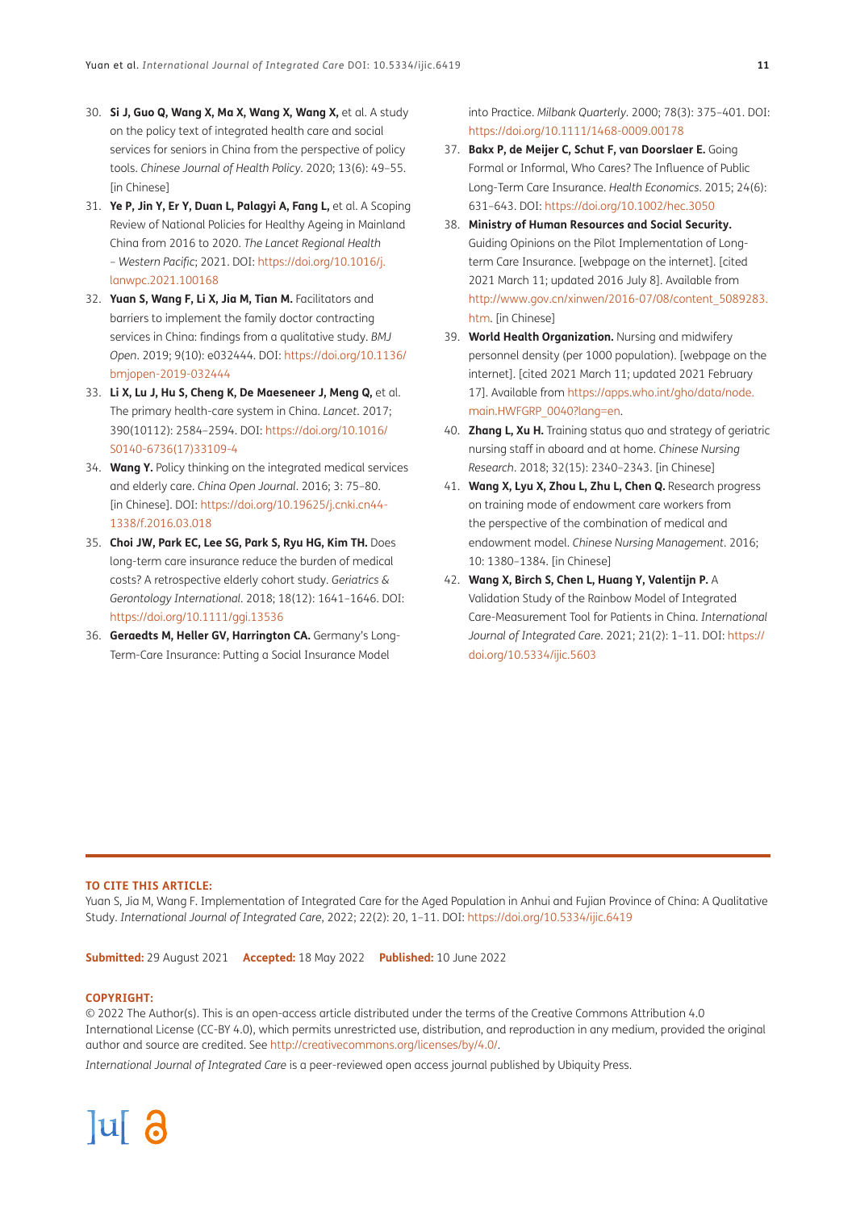30. **Si J, Guo Q, Wang X, Ma X, Wang X, Wang X,** et al. A study on the policy text of integrated health care and social services for seniors in China from the perspective of policy tools. *Chinese Journal of Health Policy*. 2020; 13(6): 49–55. [in Chinese]
31. **Ye P, Jin Y, Er Y, Duan L, Palagyi A, Fang L,** et al. A Scoping Review of National Policies for Healthy Ageing in Mainland China from 2016 to 2020. *The Lancet Regional Health – Western Pacific*; 2021. DOI: https://doi.org/10.1016/j.lanwpc.2021.100168
32. **Yuan S, Wang F, Li X, Jia M, Tian M.** Facilitators and barriers to implement the family doctor contracting services in China: findings from a qualitative study. *BMJ Open*. 2019; 9(10): e032444. DOI: https://doi.org/10.1136/bmjopen-2019-032444
33. **Li X, Lu J, Hu S, Cheng K, De Maeseneer J, Meng Q,** et al. The primary health-care system in China. *Lancet*. 2017; 390(10112): 2584–2594. DOI: https://doi.org/10.1016/S0140-6736(17)33109-4
34. **Wang Y.** Policy thinking on the integrated medical services and elderly care. *China Open Journal*. 2016; 3: 75–80. [in Chinese]. DOI: https://doi.org/10.19625/j.cnki.cn44-1338/f.2016.03.018
35. **Choi JW, Park EC, Lee SG, Park S, Ryu HG, Kim TH.** Does long-term care insurance reduce the burden of medical costs? A retrospective elderly cohort study. *Geriatrics & Gerontology International*. 2018; 18(12): 1641–1646. DOI: https://doi.org/10.1111/ggi.13536
36. **Geraedts M, Heller GV, Harrington CA.** Germany's Long-Term-Care Insurance: Putting a Social Insurance Model into Practice. *Milbank Quarterly*. 2000; 78(3): 375–401. DOI: https://doi.org/10.1111/1468-0009.00178
37. **Bakx P, de Meijer C, Schut F, van Doorslaer E.** Going Formal or Informal, Who Cares? The Influence of Public Long-Term Care Insurance. *Health Economics*. 2015; 24(6): 631–643. DOI: https://doi.org/10.1002/hec.3050
38. **Ministry of Human Resources and Social Security.** Guiding Opinions on the Pilot Implementation of Long-term Care Insurance. [webpage on the internet]. [cited 2021 March 11; updated 2016 July 8]. Available from http://www.gov.cn/xinwen/2016-07/08/content_5089283.htm. [in Chinese]
39. **World Health Organization.** Nursing and midwifery personnel density (per 1000 population). [webpage on the internet]. [cited 2021 March 11; updated 2021 February 17]. Available from https://apps.who.int/gho/data/node.main.HWFGRP_0040?lang=en.
40. **Zhang L, Xu H.** Training status quo and strategy of geriatric nursing staff in aboard and at home. *Chinese Nursing Research*. 2018; 32(15): 2340–2343. [in Chinese]
41. **Wang X, Lyu X, Zhou L, Zhu L, Chen Q.** Research progress on training mode of endowment care workers from the perspective of the combination of medical and endowment model. *Chinese Nursing Management*. 2016; 10: 1380–1384. [in Chinese]
42. **Wang X, Birch S, Chen L, Huang Y, Valentijn P.** A Validation Study of the Rainbow Model of Integrated Care-Measurement Tool for Patients in China. *International Journal of Integrated Care*. 2021; 21(2): 1–11. DOI: https://doi.org/10.5334/ijic.5603

**TO CITE THIS ARTICLE:**

Yuan S, Jia M, Wang F. Implementation of Integrated Care for the Aged Population in Anhui and Fujian Province of China: A Qualitative Study. *International Journal of Integrated Care*, 2022; 22(2): 20, 1–11. DOI: https://doi.org/10.5334/ijic.6419

**Submitted:** 29 August 2021 **Accepted:** 18 May 2022 **Published:** 10 June 2022

**COPYRIGHT:**

© 2022 The Author(s). This is an open-access article distributed under the terms of the Creative Commons Attribution 4.0 International License (CC-BY 4.0), which permits unrestricted use, distribution, and reproduction in any medium, provided the original author and source are credited. See http://creativecommons.org/licenses/by/4.0/.

*International Journal of Integrated Care* is a peer-reviewed open access journal published by Ubiquity Press.